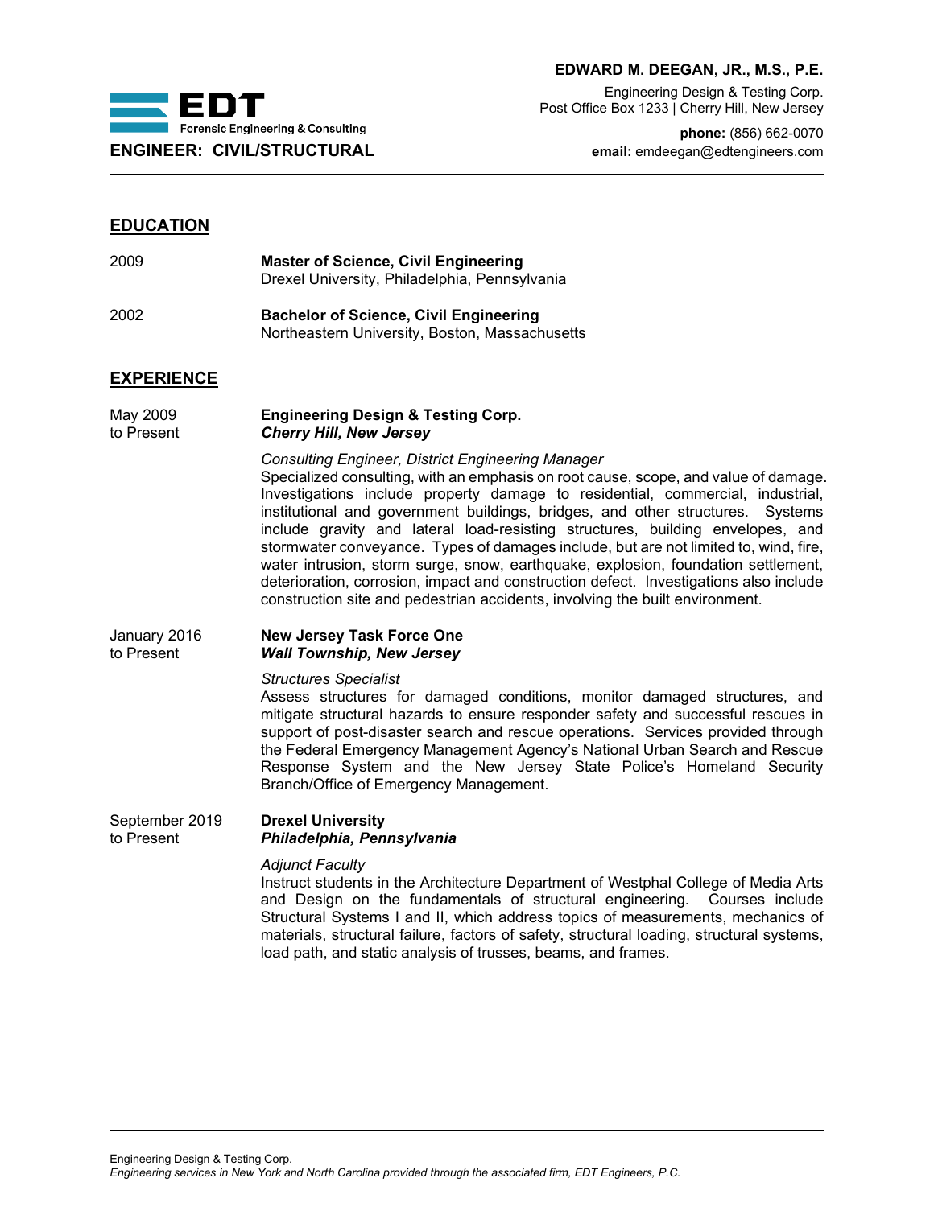**EDWARD M. DEEGAN, JR., M.S., P.E.**

Engineering Design & Testing Corp.
Post Office Box 1233 | Cherry Hill, New Jersey

**phone:** (856) 662-0070
**email:** emdeegan@edtengineers.com

EDT Forensic Engineering & Consulting

**ENGINEER: CIVIL/STRUCTURAL**

## EDUCATION

2009 — **Master of Science, Civil Engineering**
Drexel University, Philadelphia, Pennsylvania

2002 — **Bachelor of Science, Civil Engineering**
Northeastern University, Boston, Massachusetts

## EXPERIENCE

May 2009 to Present — **Engineering Design & Testing Corp.**
***Cherry Hill, New Jersey***

*Consulting Engineer, District Engineering Manager*
Specialized consulting, with an emphasis on root cause, scope, and value of damage. Investigations include property damage to residential, commercial, industrial, institutional and government buildings, bridges, and other structures. Systems include gravity and lateral load-resisting structures, building envelopes, and stormwater conveyance. Types of damages include, but are not limited to, wind, fire, water intrusion, storm surge, snow, earthquake, explosion, foundation settlement, deterioration, corrosion, impact and construction defect. Investigations also include construction site and pedestrian accidents, involving the built environment.

January 2016 to Present — **New Jersey Task Force One**
***Wall Township, New Jersey***

*Structures Specialist*
Assess structures for damaged conditions, monitor damaged structures, and mitigate structural hazards to ensure responder safety and successful rescues in support of post-disaster search and rescue operations. Services provided through the Federal Emergency Management Agency's National Urban Search and Rescue Response System and the New Jersey State Police's Homeland Security Branch/Office of Emergency Management.

September 2019 to Present — **Drexel University**
***Philadelphia, Pennsylvania***

*Adjunct Faculty*
Instruct students in the Architecture Department of Westphal College of Media Arts and Design on the fundamentals of structural engineering. Courses include Structural Systems I and II, which address topics of measurements, mechanics of materials, structural failure, factors of safety, structural loading, structural systems, load path, and static analysis of trusses, beams, and frames.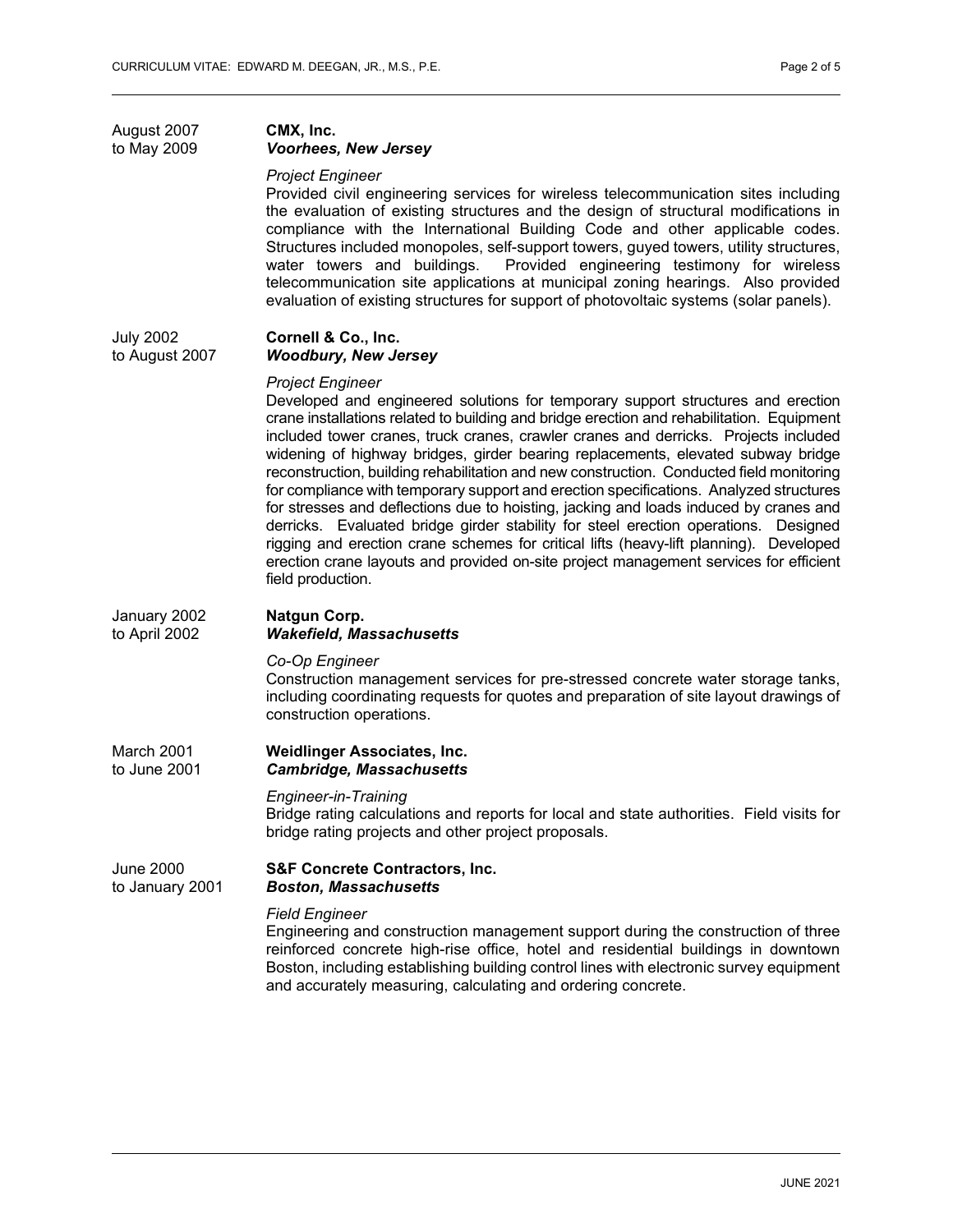August 2007 to May 2009

**CMX, Inc.**
***Voorhees, New Jersey***

*Project Engineer*
Provided civil engineering services for wireless telecommunication sites including the evaluation of existing structures and the design of structural modifications in compliance with the International Building Code and other applicable codes. Structures included monopoles, self-support towers, guyed towers, utility structures, water towers and buildings. Provided engineering testimony for wireless telecommunication site applications at municipal zoning hearings. Also provided evaluation of existing structures for support of photovoltaic systems (solar panels).

July 2002 to August 2007

**Cornell & Co., Inc.**
***Woodbury, New Jersey***

*Project Engineer*
Developed and engineered solutions for temporary support structures and erection crane installations related to building and bridge erection and rehabilitation. Equipment included tower cranes, truck cranes, crawler cranes and derricks. Projects included widening of highway bridges, girder bearing replacements, elevated subway bridge reconstruction, building rehabilitation and new construction. Conducted field monitoring for compliance with temporary support and erection specifications. Analyzed structures for stresses and deflections due to hoisting, jacking and loads induced by cranes and derricks. Evaluated bridge girder stability for steel erection operations. Designed rigging and erection crane schemes for critical lifts (heavy-lift planning). Developed erection crane layouts and provided on-site project management services for efficient field production.

January 2002 to April 2002

**Natgun Corp.**
***Wakefield, Massachusetts***

*Co-Op Engineer*
Construction management services for pre-stressed concrete water storage tanks, including coordinating requests for quotes and preparation of site layout drawings of construction operations.

March 2001 to June 2001

**Weidlinger Associates, Inc.**
***Cambridge, Massachusetts***

*Engineer-in-Training*
Bridge rating calculations and reports for local and state authorities. Field visits for bridge rating projects and other project proposals.

June 2000 to January 2001

**S&F Concrete Contractors, Inc.**
***Boston, Massachusetts***

*Field Engineer*
Engineering and construction management support during the construction of three reinforced concrete high-rise office, hotel and residential buildings in downtown Boston, including establishing building control lines with electronic survey equipment and accurately measuring, calculating and ordering concrete.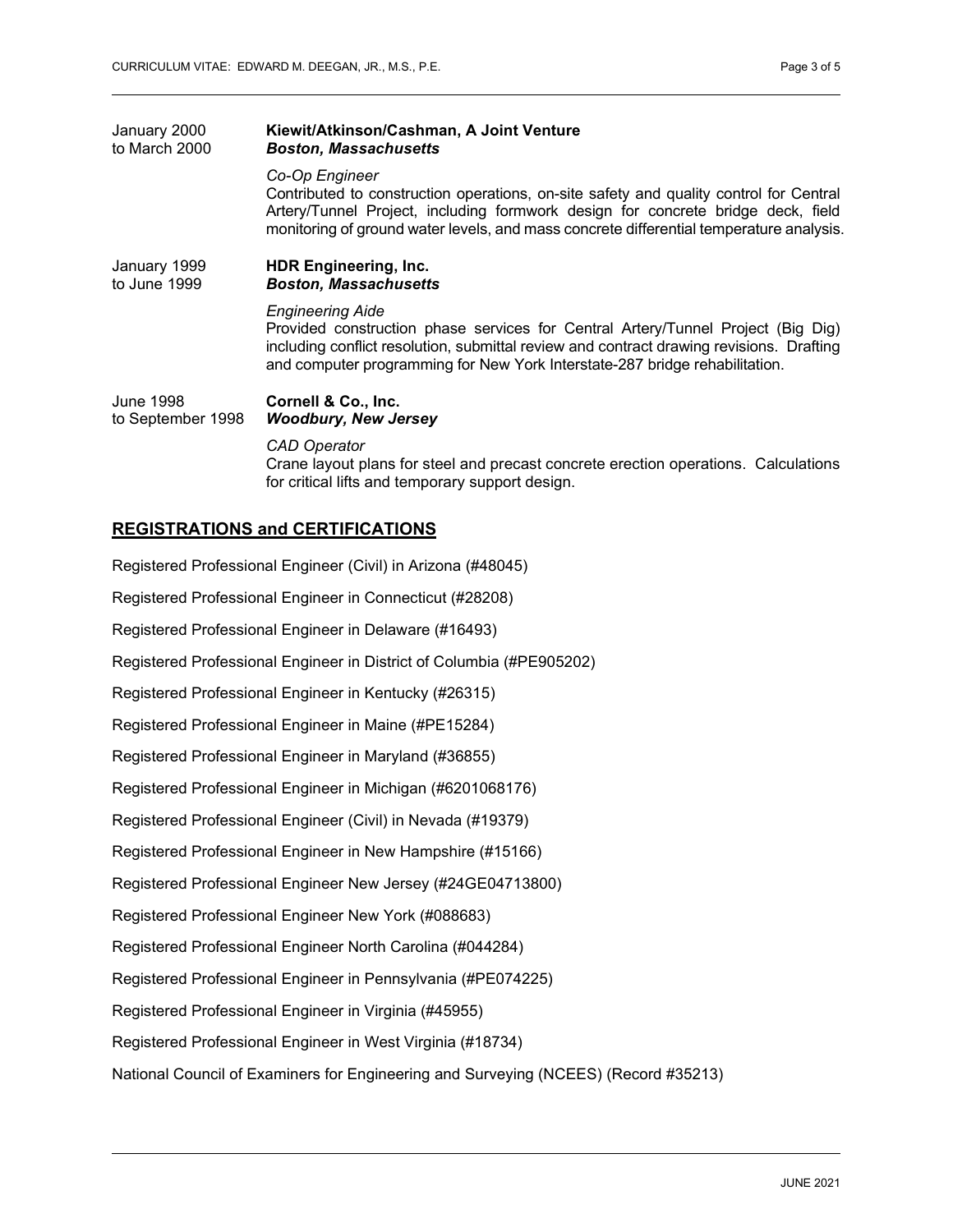January 2000 to March 2000 — **Kiewit/Atkinson/Cashman, A Joint Venture**
***Boston, Massachusetts***

*Co-Op Engineer*
Contributed to construction operations, on-site safety and quality control for Central Artery/Tunnel Project, including formwork design for concrete bridge deck, field monitoring of ground water levels, and mass concrete differential temperature analysis.

January 1999 to June 1999 — **HDR Engineering, Inc.**
***Boston, Massachusetts***

*Engineering Aide*
Provided construction phase services for Central Artery/Tunnel Project (Big Dig) including conflict resolution, submittal review and contract drawing revisions. Drafting and computer programming for New York Interstate-287 bridge rehabilitation.

June 1998 to September 1998 — **Cornell & Co., Inc.**
***Woodbury, New Jersey***

*CAD Operator*
Crane layout plans for steel and precast concrete erection operations. Calculations for critical lifts and temporary support design.

## REGISTRATIONS and CERTIFICATIONS

Registered Professional Engineer (Civil) in Arizona (#48045)

Registered Professional Engineer in Connecticut (#28208)

Registered Professional Engineer in Delaware (#16493)

Registered Professional Engineer in District of Columbia (#PE905202)

Registered Professional Engineer in Kentucky (#26315)

Registered Professional Engineer in Maine (#PE15284)

Registered Professional Engineer in Maryland (#36855)

Registered Professional Engineer in Michigan (#6201068176)

Registered Professional Engineer (Civil) in Nevada (#19379)

Registered Professional Engineer in New Hampshire (#15166)

Registered Professional Engineer New Jersey (#24GE04713800)

Registered Professional Engineer New York (#088683)

Registered Professional Engineer North Carolina (#044284)

Registered Professional Engineer in Pennsylvania (#PE074225)

Registered Professional Engineer in Virginia (#45955)

Registered Professional Engineer in West Virginia (#18734)

National Council of Examiners for Engineering and Surveying (NCEES) (Record #35213)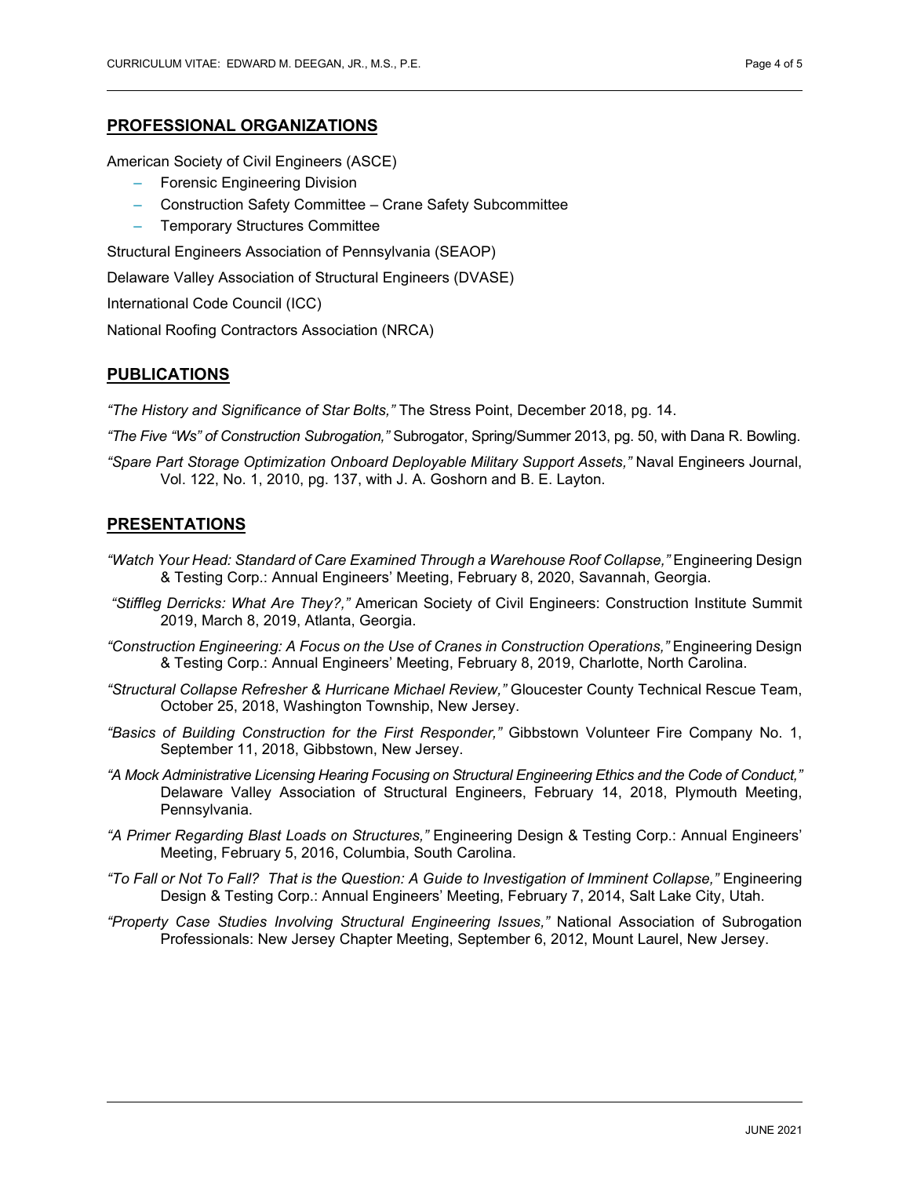## PROFESSIONAL ORGANIZATIONS

American Society of Civil Engineers (ASCE)

- Forensic Engineering Division
- Construction Safety Committee – Crane Safety Subcommittee
- Temporary Structures Committee

Structural Engineers Association of Pennsylvania (SEAOP)

Delaware Valley Association of Structural Engineers (DVASE)

International Code Council (ICC)

National Roofing Contractors Association (NRCA)

## PUBLICATIONS

*"The History and Significance of Star Bolts,"* The Stress Point, December 2018, pg. 14.

*"The Five "Ws" of Construction Subrogation,"* Subrogator, Spring/Summer 2013, pg. 50, with Dana R. Bowling.

*"Spare Part Storage Optimization Onboard Deployable Military Support Assets,"* Naval Engineers Journal, Vol. 122, No. 1, 2010, pg. 137, with J. A. Goshorn and B. E. Layton.

## PRESENTATIONS

*"Watch Your Head: Standard of Care Examined Through a Warehouse Roof Collapse,"* Engineering Design & Testing Corp.: Annual Engineers' Meeting, February 8, 2020, Savannah, Georgia.

*"Stiffleg Derricks: What Are They?,"* American Society of Civil Engineers: Construction Institute Summit 2019, March 8, 2019, Atlanta, Georgia.

*"Construction Engineering: A Focus on the Use of Cranes in Construction Operations,"* Engineering Design & Testing Corp.: Annual Engineers' Meeting, February 8, 2019, Charlotte, North Carolina.

*"Structural Collapse Refresher & Hurricane Michael Review,"* Gloucester County Technical Rescue Team, October 25, 2018, Washington Township, New Jersey.

*"Basics of Building Construction for the First Responder,"* Gibbstown Volunteer Fire Company No. 1, September 11, 2018, Gibbstown, New Jersey.

*"A Mock Administrative Licensing Hearing Focusing on Structural Engineering Ethics and the Code of Conduct,"* Delaware Valley Association of Structural Engineers, February 14, 2018, Plymouth Meeting, Pennsylvania.

*"A Primer Regarding Blast Loads on Structures,"* Engineering Design & Testing Corp.: Annual Engineers' Meeting, February 5, 2016, Columbia, South Carolina.

*"To Fall or Not To Fall? That is the Question: A Guide to Investigation of Imminent Collapse,"* Engineering Design & Testing Corp.: Annual Engineers' Meeting, February 7, 2014, Salt Lake City, Utah.

*"Property Case Studies Involving Structural Engineering Issues,"* National Association of Subrogation Professionals: New Jersey Chapter Meeting, September 6, 2012, Mount Laurel, New Jersey.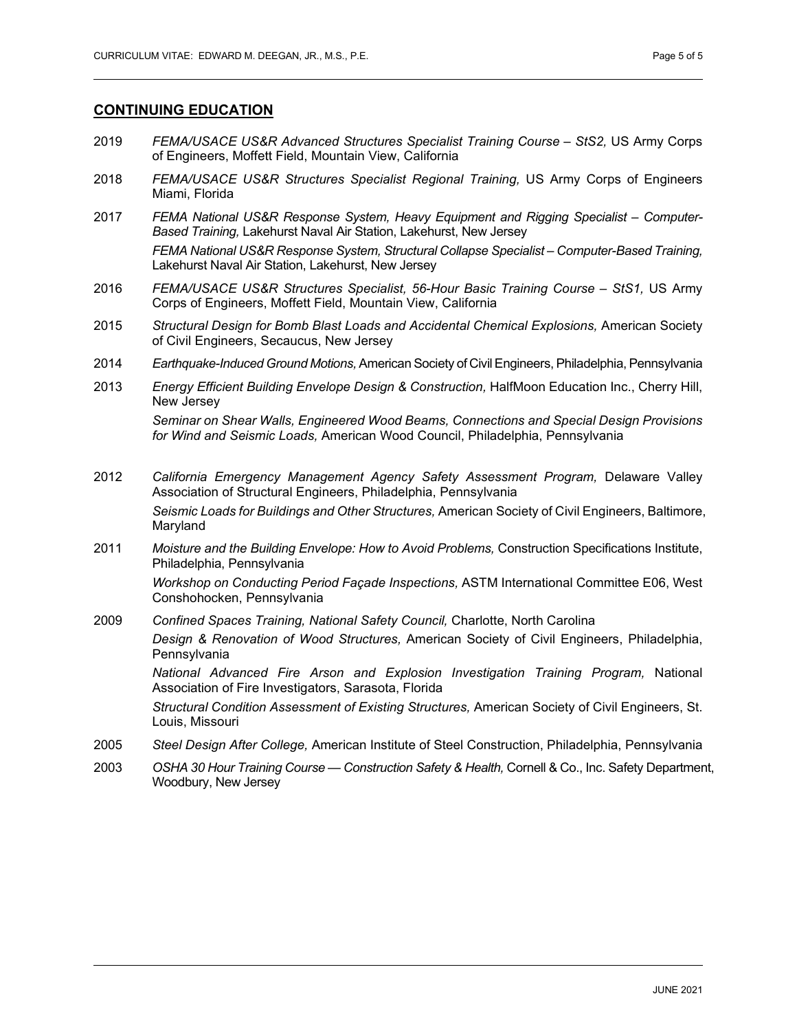## CONTINUING EDUCATION

2019 *FEMA/USACE US&R Advanced Structures Specialist Training Course – StS2,* US Army Corps of Engineers, Moffett Field, Mountain View, California

2018 *FEMA/USACE US&R Structures Specialist Regional Training,* US Army Corps of Engineers Miami, Florida

2017 *FEMA National US&R Response System, Heavy Equipment and Rigging Specialist – Computer-Based Training,* Lakehurst Naval Air Station, Lakehurst, New Jersey

*FEMA National US&R Response System, Structural Collapse Specialist – Computer-Based Training,* Lakehurst Naval Air Station, Lakehurst, New Jersey

2016 *FEMA/USACE US&R Structures Specialist, 56-Hour Basic Training Course – StS1,* US Army Corps of Engineers, Moffett Field, Mountain View, California

2015 *Structural Design for Bomb Blast Loads and Accidental Chemical Explosions,* American Society of Civil Engineers, Secaucus, New Jersey

2014 *Earthquake-Induced Ground Motions,* American Society of Civil Engineers, Philadelphia, Pennsylvania

2013 *Energy Efficient Building Envelope Design & Construction,* HalfMoon Education Inc., Cherry Hill, New Jersey

*Seminar on Shear Walls, Engineered Wood Beams, Connections and Special Design Provisions for Wind and Seismic Loads,* American Wood Council, Philadelphia, Pennsylvania

2012 *California Emergency Management Agency Safety Assessment Program,* Delaware Valley Association of Structural Engineers, Philadelphia, Pennsylvania

*Seismic Loads for Buildings and Other Structures,* American Society of Civil Engineers, Baltimore, Maryland

2011 *Moisture and the Building Envelope: How to Avoid Problems,* Construction Specifications Institute, Philadelphia, Pennsylvania

*Workshop on Conducting Period Façade Inspections,* ASTM International Committee E06, West Conshohocken, Pennsylvania

2009 *Confined Spaces Training, National Safety Council,* Charlotte, North Carolina

*Design & Renovation of Wood Structures,* American Society of Civil Engineers, Philadelphia, Pennsylvania

*National Advanced Fire Arson and Explosion Investigation Training Program,* National Association of Fire Investigators, Sarasota, Florida

*Structural Condition Assessment of Existing Structures,* American Society of Civil Engineers, St. Louis, Missouri

2005 *Steel Design After College,* American Institute of Steel Construction, Philadelphia, Pennsylvania

2003 *OSHA 30 Hour Training Course — Construction Safety & Health,* Cornell & Co., Inc. Safety Department, Woodbury, New Jersey